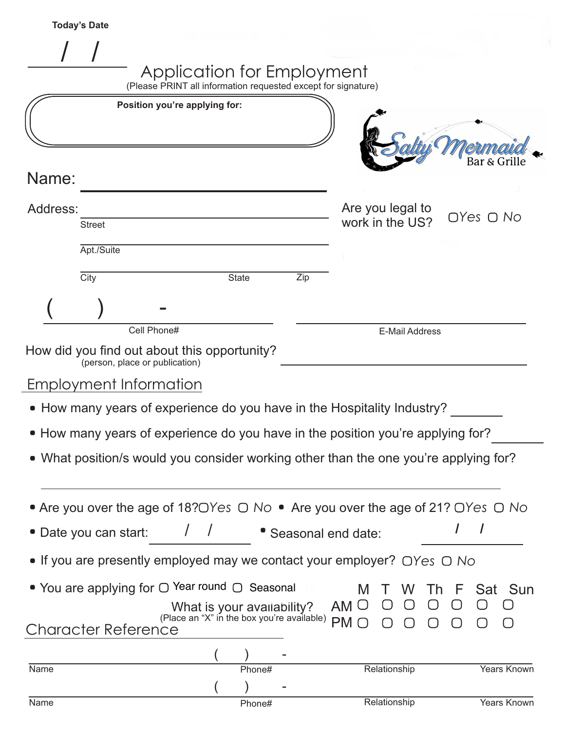**Today's Date**

\_\_\_ / \_\_\_ / \_\_\_

# Application for Employment

(Please PRINT all information requested except for signature)

**Position you're applying for:**

Salty Mermaid Bar & Grille

Name: \_\_\_\_\_\_\_\_\_\_\_\_\_\_\_\_\_\_\_\_\_\_\_\_\_\_\_\_\_\_

Address: \_\_\_\_\_\_\_\_\_\_\_\_\_\_\_\_\_\_\_\_\_\_\_\_\_\_\_\_\_\_
Street

\_\_\_\_\_\_\_\_\_\_\_\_\_\_\_\_\_\_\_\_\_\_\_\_\_\_\_\_\_\_
Apt./Suite

\_\_\_\_\_\_\_\_\_\_\_\_\_\_\_\_\_\_\_\_\_\_\_\_\_\_\_\_\_\_
City State Zip

Are you legal to work in the US? ☐ Yes ☐ No

( ) -
Cell Phone#

\_\_\_\_\_\_\_\_\_\_\_\_\_\_\_\_\_\_\_\_\_\_\_\_\_\_\_\_\_\_
E-Mail Address

How did you find out about this opportunity? \_\_\_\_\_\_\_\_\_\_\_\_\_\_\_\_\_\_\_\_
(person, place or publication)

## Employment Information

- How many years of experience do you have in the Hospitality Industry? \_\_\_\_\_\_\_\_
- How many years of experience do you have in the position you're applying for? \_\_\_\_\_\_\_\_
- What position/s would you consider working other than the one you're applying for?

\_\_\_\_\_\_\_\_\_\_\_\_\_\_\_\_\_\_\_\_\_\_\_\_\_\_\_\_\_\_\_\_\_\_\_\_\_\_\_\_\_\_\_\_\_\_\_\_\_\_\_\_\_\_\_\_\_\_

- Are you over the age of 18? ☐ Yes ☐ No
- Are you over the age of 21? ☐ Yes ☐ No
- Date you can start: \_\_\_ / \_\_\_ / \_\_\_
- Seasonal end date: \_\_\_ / \_\_\_ / \_\_\_
- If you are presently employed may we contact your employer? ☐ Yes ☐ No
- You are applying for ☐ Year round ☐ Seasonal

What is your availability?
(Place an "X" in the box you're available)

| | M | T | W | Th | F | Sat | Sun |
|---|---|---|---|---|---|---|---|
| AM | ☐ | ☐ | ☐ | ☐ | ☐ | ☐ | ☐ |
| PM | ☐ | ☐ | ☐ | ☐ | ☐ | ☐ | ☐ |

## Character Reference

| Name | Phone# | Relationship | Years Known |
|---|---|---|---|
| | ( ) - | | |
| | ( ) - | | |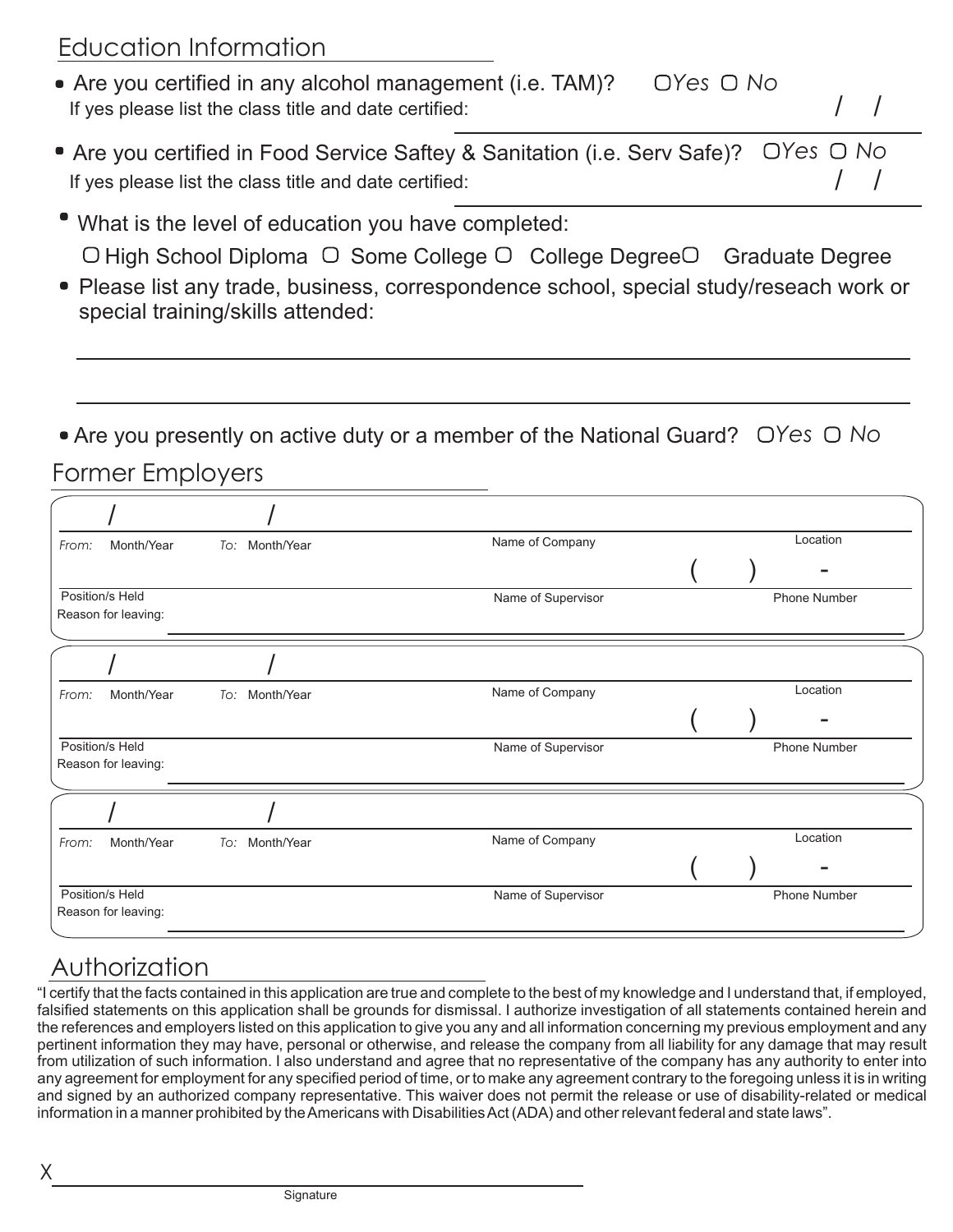## Education Information

- Are you certified in any alcohol management (i.e. TAM)? ○ Yes ○ No

  If yes please list the class title and date certified: ______________________ / /

- Are you certified in Food Service Saftey & Sanitation (i.e. Serv Safe)? ○ Yes ○ No

  If yes please list the class title and date certified: ______________________ / /

- What is the level of education you have completed:

  ○ High School Diploma ○ Some College ○ College Degree ○ Graduate Degree

- Please list any trade, business, correspondence school, special study/reseach work or special training/skills attended:

  ______________________________________________________________

  ______________________________________________________________

- Are you presently on active duty or a member of the National Guard? ○ Yes ○ No

## Former Employers

From: Month/Year / To: Month/Year / — Name of Company — Location

Position/s Held — Name of Supervisor — Phone Number ( ) -

Reason for leaving: ______________________

From: Month/Year / To: Month/Year / — Name of Company — Location

Position/s Held — Name of Supervisor — Phone Number ( ) -

Reason for leaving: ______________________

From: Month/Year / To: Month/Year / — Name of Company — Location

Position/s Held — Name of Supervisor — Phone Number ( ) -

Reason for leaving: ______________________

## Authorization

"I certify that the facts contained in this application are true and complete to the best of my knowledge and I understand that, if employed, falsified statements on this application shall be grounds for dismissal. I authorize investigation of all statements contained herein and the references and employers listed on this application to give you any and all information concerning my previous employment and any pertinent information they may have, personal or otherwise, and release the company from all liability for any damage that may result from utilization of such information. I also understand and agree that no representative of the company has any authority to enter into any agreement for employment for any specified period of time, or to make any agreement contrary to the foregoing unless it is in writing and signed by an authorized company representative. This waiver does not permit the release or use of disability-related or medical information in a manner prohibited by the Americans with Disabilities Act (ADA) and other relevant federal and state laws".

X ______________________________

Signature